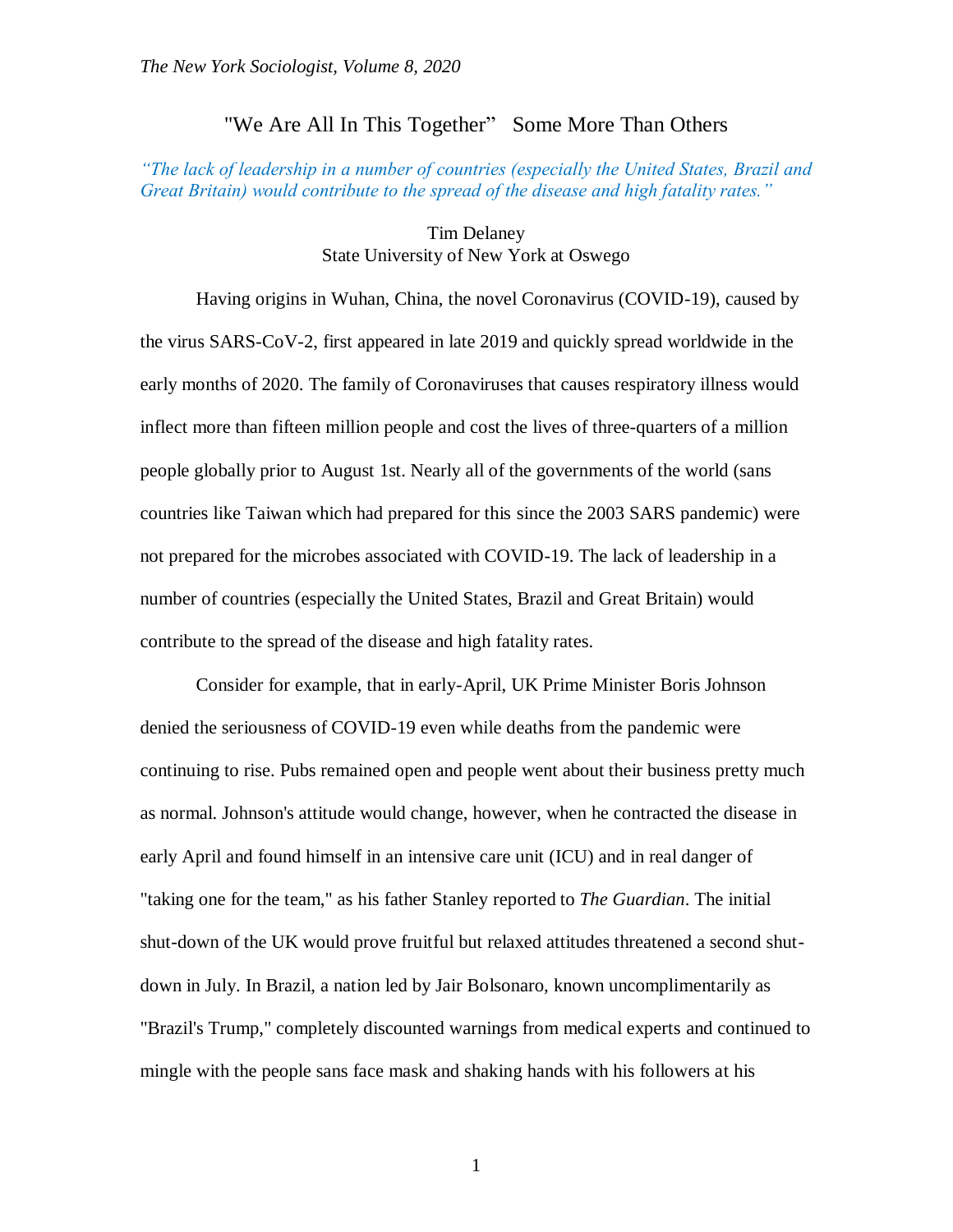# "We Are All In This Together" Some More Than Others

*"The lack of leadership in a number of countries (especially the United States, Brazil and Great Britain) would contribute to the spread of the disease and high fatality rates."*

Tim Delaney
State University of New York at Oswego

Having origins in Wuhan, China, the novel Coronavirus (COVID-19), caused by the virus SARS-CoV-2, first appeared in late 2019 and quickly spread worldwide in the early months of 2020. The family of Coronaviruses that causes respiratory illness would inflect more than fifteen million people and cost the lives of three-quarters of a million people globally prior to August 1st. Nearly all of the governments of the world (sans countries like Taiwan which had prepared for this since the 2003 SARS pandemic) were not prepared for the microbes associated with COVID-19. The lack of leadership in a number of countries (especially the United States, Brazil and Great Britain) would contribute to the spread of the disease and high fatality rates.

Consider for example, that in early-April, UK Prime Minister Boris Johnson denied the seriousness of COVID-19 even while deaths from the pandemic were continuing to rise. Pubs remained open and people went about their business pretty much as normal. Johnson's attitude would change, however, when he contracted the disease in early April and found himself in an intensive care unit (ICU) and in real danger of "taking one for the team," as his father Stanley reported to *The Guardian*. The initial shut-down of the UK would prove fruitful but relaxed attitudes threatened a second shut-down in July. In Brazil, a nation led by Jair Bolsonaro, known uncomplimentarily as "Brazil's Trump," completely discounted warnings from medical experts and continued to mingle with the people sans face mask and shaking hands with his followers at his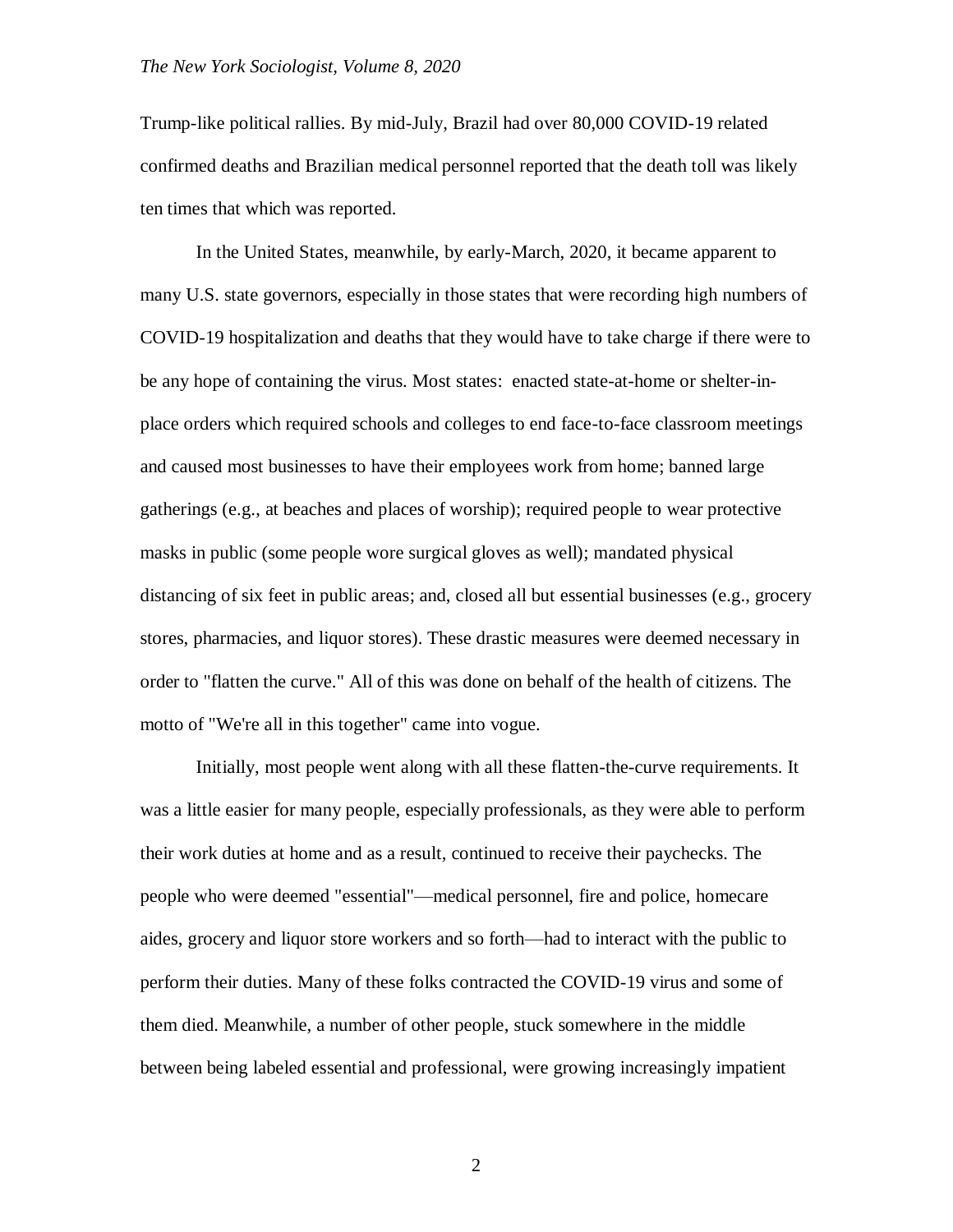Trump-like political rallies. By mid-July, Brazil had over 80,000 COVID-19 related confirmed deaths and Brazilian medical personnel reported that the death toll was likely ten times that which was reported.

In the United States, meanwhile, by early-March, 2020, it became apparent to many U.S. state governors, especially in those states that were recording high numbers of COVID-19 hospitalization and deaths that they would have to take charge if there were to be any hope of containing the virus. Most states: enacted state-at-home or shelter-in-place orders which required schools and colleges to end face-to-face classroom meetings and caused most businesses to have their employees work from home; banned large gatherings (e.g., at beaches and places of worship); required people to wear protective masks in public (some people wore surgical gloves as well); mandated physical distancing of six feet in public areas; and, closed all but essential businesses (e.g., grocery stores, pharmacies, and liquor stores). These drastic measures were deemed necessary in order to "flatten the curve." All of this was done on behalf of the health of citizens. The motto of "We're all in this together" came into vogue.

Initially, most people went along with all these flatten-the-curve requirements. It was a little easier for many people, especially professionals, as they were able to perform their work duties at home and as a result, continued to receive their paychecks. The people who were deemed "essential"—medical personnel, fire and police, homecare aides, grocery and liquor store workers and so forth—had to interact with the public to perform their duties. Many of these folks contracted the COVID-19 virus and some of them died. Meanwhile, a number of other people, stuck somewhere in the middle between being labeled essential and professional, were growing increasingly impatient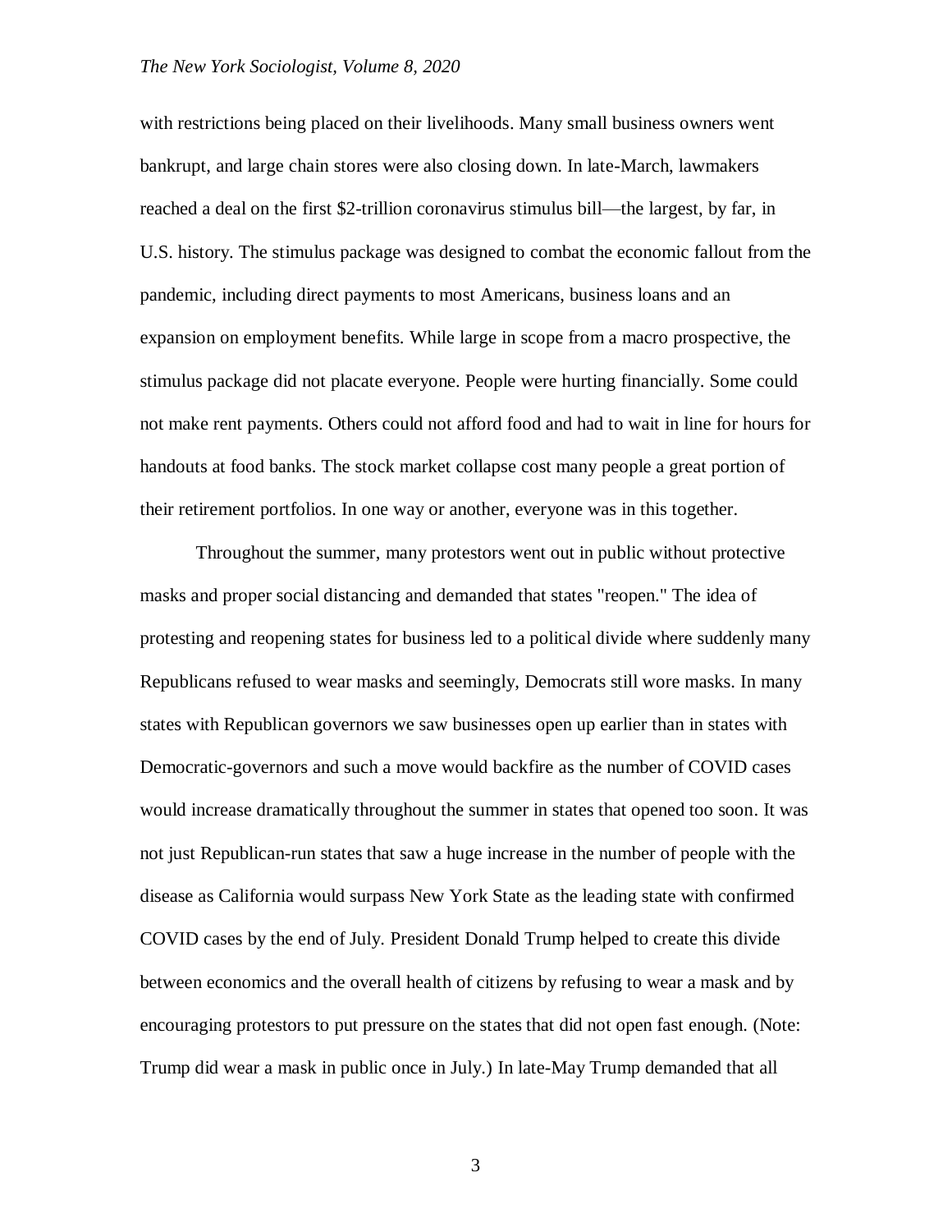with restrictions being placed on their livelihoods. Many small business owners went bankrupt, and large chain stores were also closing down. In late-March, lawmakers reached a deal on the first $2-trillion coronavirus stimulus bill—the largest, by far, in U.S. history. The stimulus package was designed to combat the economic fallout from the pandemic, including direct payments to most Americans, business loans and an expansion on employment benefits. While large in scope from a macro prospective, the stimulus package did not placate everyone. People were hurting financially. Some could not make rent payments. Others could not afford food and had to wait in line for hours for handouts at food banks. The stock market collapse cost many people a great portion of their retirement portfolios. In one way or another, everyone was in this together.

Throughout the summer, many protestors went out in public without protective masks and proper social distancing and demanded that states "reopen." The idea of protesting and reopening states for business led to a political divide where suddenly many Republicans refused to wear masks and seemingly, Democrats still wore masks. In many states with Republican governors we saw businesses open up earlier than in states with Democratic-governors and such a move would backfire as the number of COVID cases would increase dramatically throughout the summer in states that opened too soon. It was not just Republican-run states that saw a huge increase in the number of people with the disease as California would surpass New York State as the leading state with confirmed COVID cases by the end of July. President Donald Trump helped to create this divide between economics and the overall health of citizens by refusing to wear a mask and by encouraging protestors to put pressure on the states that did not open fast enough. (Note: Trump did wear a mask in public once in July.) In late-May Trump demanded that all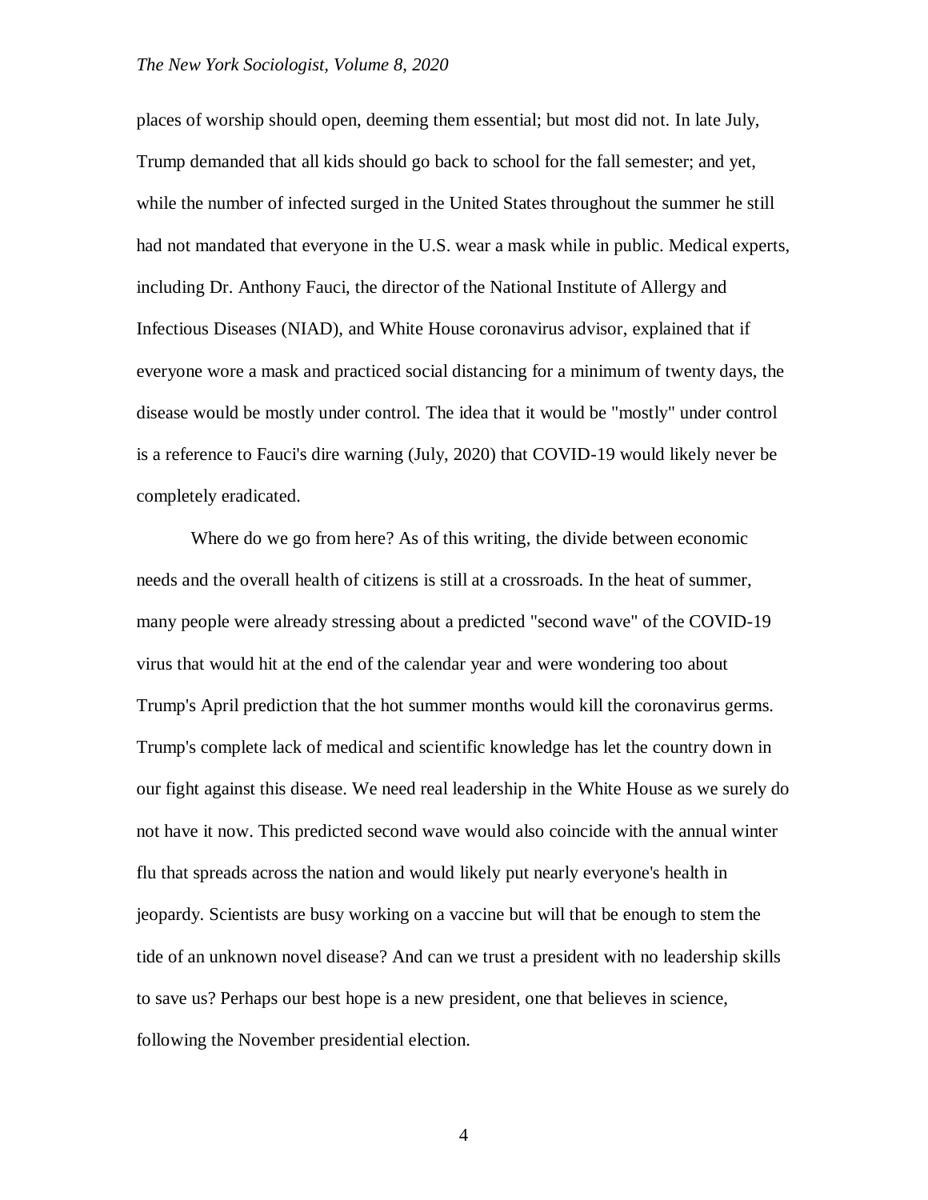places of worship should open, deeming them essential; but most did not. In late July, Trump demanded that all kids should go back to school for the fall semester; and yet, while the number of infected surged in the United States throughout the summer he still had not mandated that everyone in the U.S. wear a mask while in public. Medical experts, including Dr. Anthony Fauci, the director of the National Institute of Allergy and Infectious Diseases (NIAD), and White House coronavirus advisor, explained that if everyone wore a mask and practiced social distancing for a minimum of twenty days, the disease would be mostly under control. The idea that it would be "mostly" under control is a reference to Fauci's dire warning (July, 2020) that COVID-19 would likely never be completely eradicated.

Where do we go from here? As of this writing, the divide between economic needs and the overall health of citizens is still at a crossroads. In the heat of summer, many people were already stressing about a predicted "second wave" of the COVID-19 virus that would hit at the end of the calendar year and were wondering too about Trump's April prediction that the hot summer months would kill the coronavirus germs. Trump's complete lack of medical and scientific knowledge has let the country down in our fight against this disease. We need real leadership in the White House as we surely do not have it now. This predicted second wave would also coincide with the annual winter flu that spreads across the nation and would likely put nearly everyone's health in jeopardy. Scientists are busy working on a vaccine but will that be enough to stem the tide of an unknown novel disease? And can we trust a president with no leadership skills to save us? Perhaps our best hope is a new president, one that believes in science, following the November presidential election.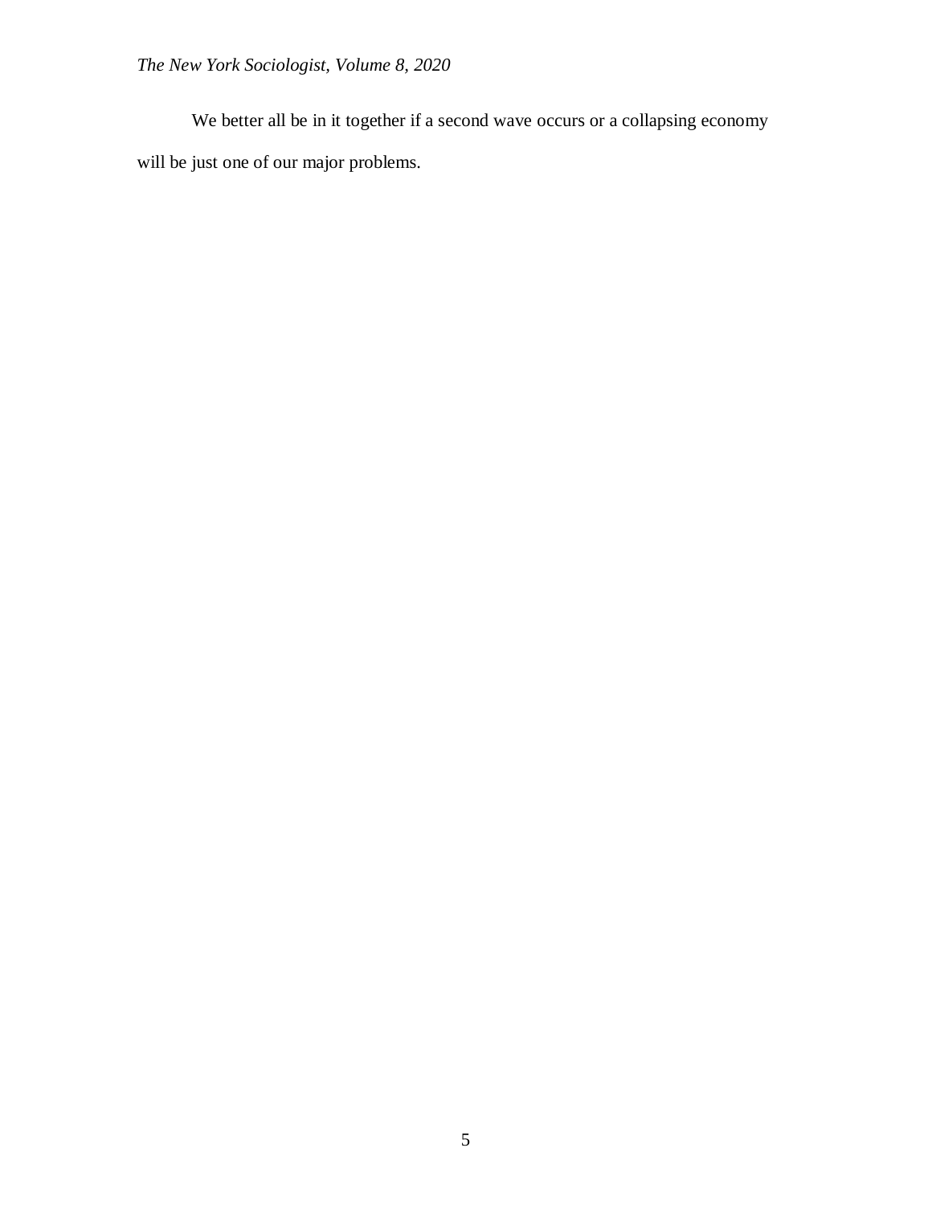We better all be in it together if a second wave occurs or a collapsing economy will be just one of our major problems.